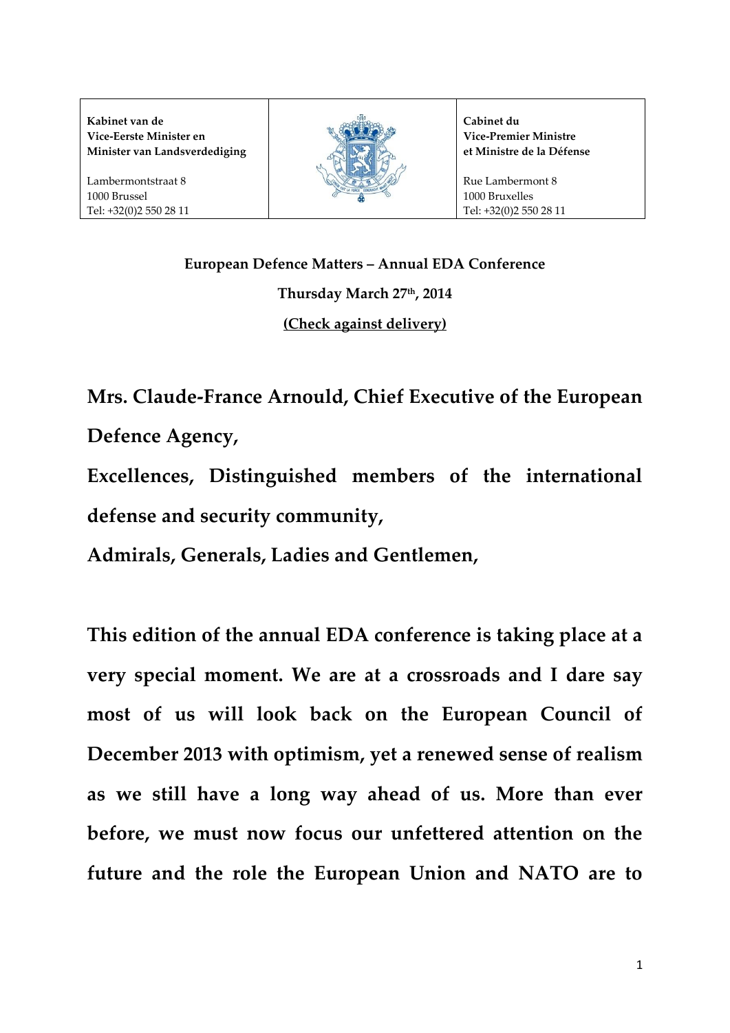| Kabinet van de Vice-Eerste Minister en Minister van Landsverdediging | | Cabinet du Vice-Premier Ministre et Ministre de la Défense |
| --- | --- | --- |
| Lambermontstraat 8<br>1000 Brussel<br>Tel: +32(0)2 550 28 11 | | Rue Lambermont 8<br>1000 Bruxelles<br>Tel: +32(0)2 550 28 11 |

**European Defence Matters – Annual EDA Conference**

**Thursday March 27th, 2014**

**(Check against delivery)**

**Mrs. Claude-France Arnould, Chief Executive of the European Defence Agency,**

**Excellences, Distinguished members of the international defense and security community,**

**Admirals, Generals, Ladies and Gentlemen,**

**This edition of the annual EDA conference is taking place at a very special moment. We are at a crossroads and I dare say most of us will look back on the European Council of December 2013 with optimism, yet a renewed sense of realism as we still have a long way ahead of us. More than ever before, we must now focus our unfettered attention on the future and the role the European Union and NATO are to**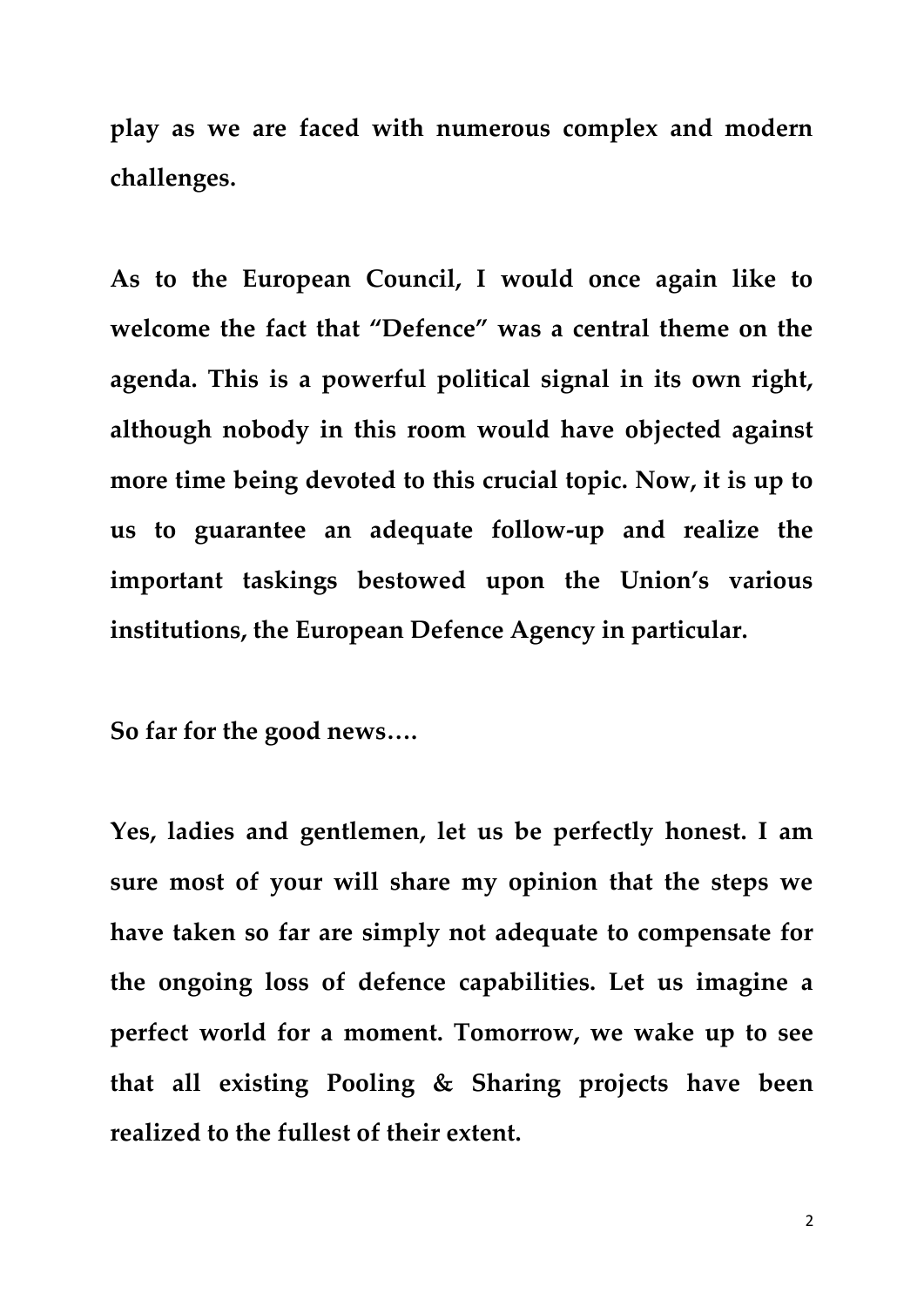**play as we are faced with numerous complex and modern challenges.**

**As to the European Council, I would once again like to welcome the fact that "Defence" was a central theme on the agenda. This is a powerful political signal in its own right, although nobody in this room would have objected against more time being devoted to this crucial topic. Now, it is up to us to guarantee an adequate follow-up and realize the important taskings bestowed upon the Union's various institutions, the European Defence Agency in particular.**

**So far for the good news….**

**Yes, ladies and gentlemen, let us be perfectly honest. I am sure most of your will share my opinion that the steps we have taken so far are simply not adequate to compensate for the ongoing loss of defence capabilities. Let us imagine a perfect world for a moment. Tomorrow, we wake up to see that all existing Pooling & Sharing projects have been realized to the fullest of their extent.**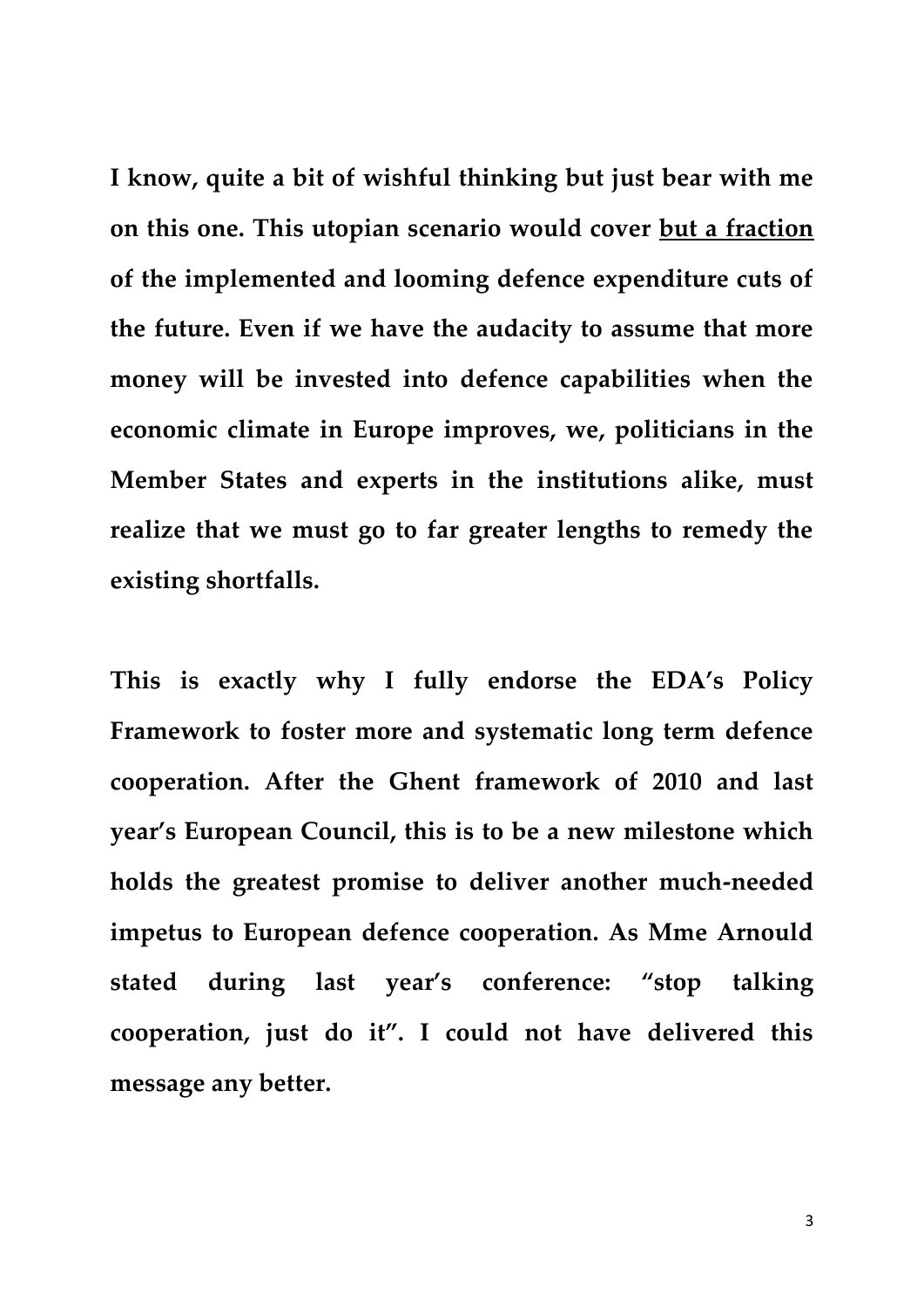**I know, quite a bit of wishful thinking but just bear with me on this one. This utopian scenario would cover <u>but a fraction</u> of the implemented and looming defence expenditure cuts of the future. Even if we have the audacity to assume that more money will be invested into defence capabilities when the economic climate in Europe improves, we, politicians in the Member States and experts in the institutions alike, must realize that we must go to far greater lengths to remedy the existing shortfalls.**

**This is exactly why I fully endorse the EDA's Policy Framework to foster more and systematic long term defence cooperation. After the Ghent framework of 2010 and last year's European Council, this is to be a new milestone which holds the greatest promise to deliver another much-needed impetus to European defence cooperation. As Mme Arnould stated during last year's conference: "stop talking cooperation, just do it". I could not have delivered this message any better.**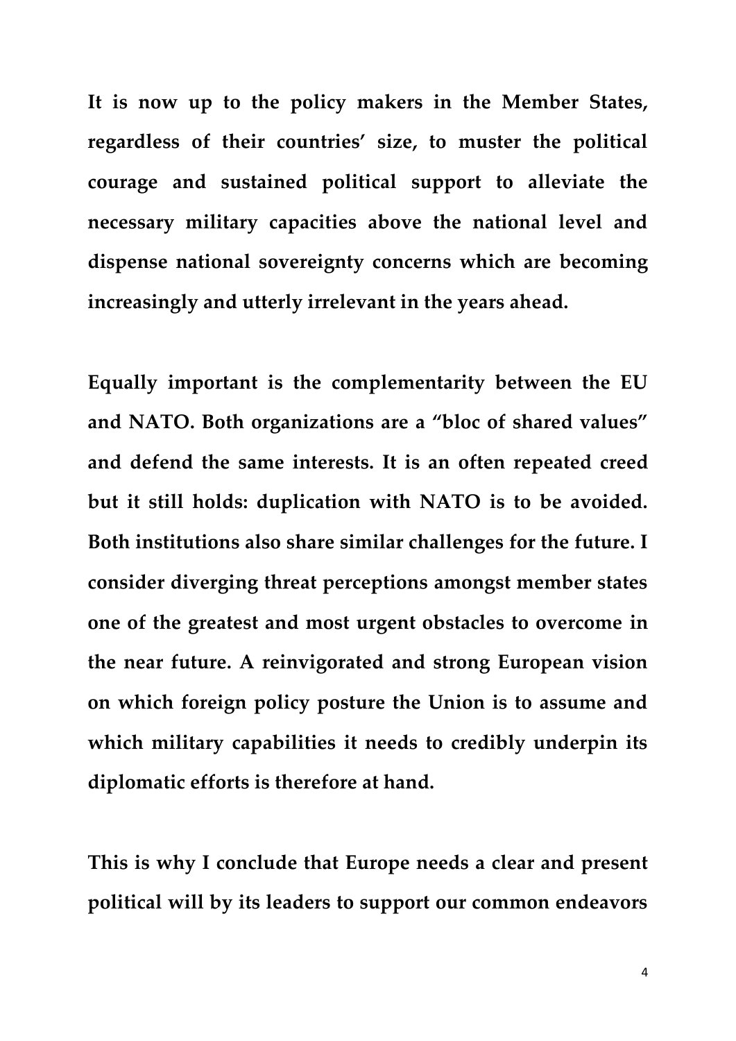**It is now up to the policy makers in the Member States, regardless of their countries' size, to muster the political courage and sustained political support to alleviate the necessary military capacities above the national level and dispense national sovereignty concerns which are becoming increasingly and utterly irrelevant in the years ahead.**

**Equally important is the complementarity between the EU and NATO. Both organizations are a "bloc of shared values" and defend the same interests. It is an often repeated creed but it still holds: duplication with NATO is to be avoided. Both institutions also share similar challenges for the future. I consider diverging threat perceptions amongst member states one of the greatest and most urgent obstacles to overcome in the near future. A reinvigorated and strong European vision on which foreign policy posture the Union is to assume and which military capabilities it needs to credibly underpin its diplomatic efforts is therefore at hand.**

**This is why I conclude that Europe needs a clear and present political will by its leaders to support our common endeavors**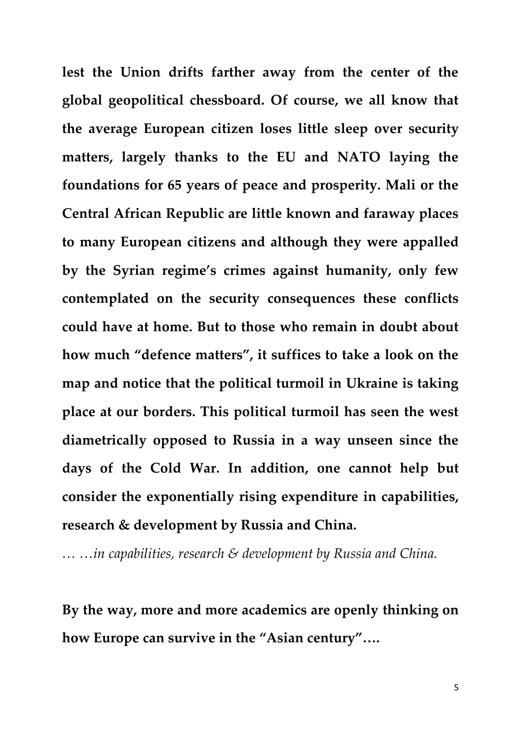**lest the Union drifts farther away from the center of the global geopolitical chessboard. Of course, we all know that the average European citizen loses little sleep over security matters, largely thanks to the EU and NATO laying the foundations for 65 years of peace and prosperity. Mali or the Central African Republic are little known and faraway places to many European citizens and although they were appalled by the Syrian regime's crimes against humanity, only few contemplated on the security consequences these conflicts could have at home. But to those who remain in doubt about how much "defence matters", it suffices to take a look on the map and notice that the political turmoil in Ukraine is taking place at our borders. This political turmoil has seen the west diametrically opposed to Russia in a way unseen since the days of the Cold War. In addition, one cannot help but consider the exponentially rising expenditure in capabilities, research & development by Russia and China.**

*… …in capabilities, research & development by Russia and China.*

**By the way, more and more academics are openly thinking on how Europe can survive in the "Asian century"….**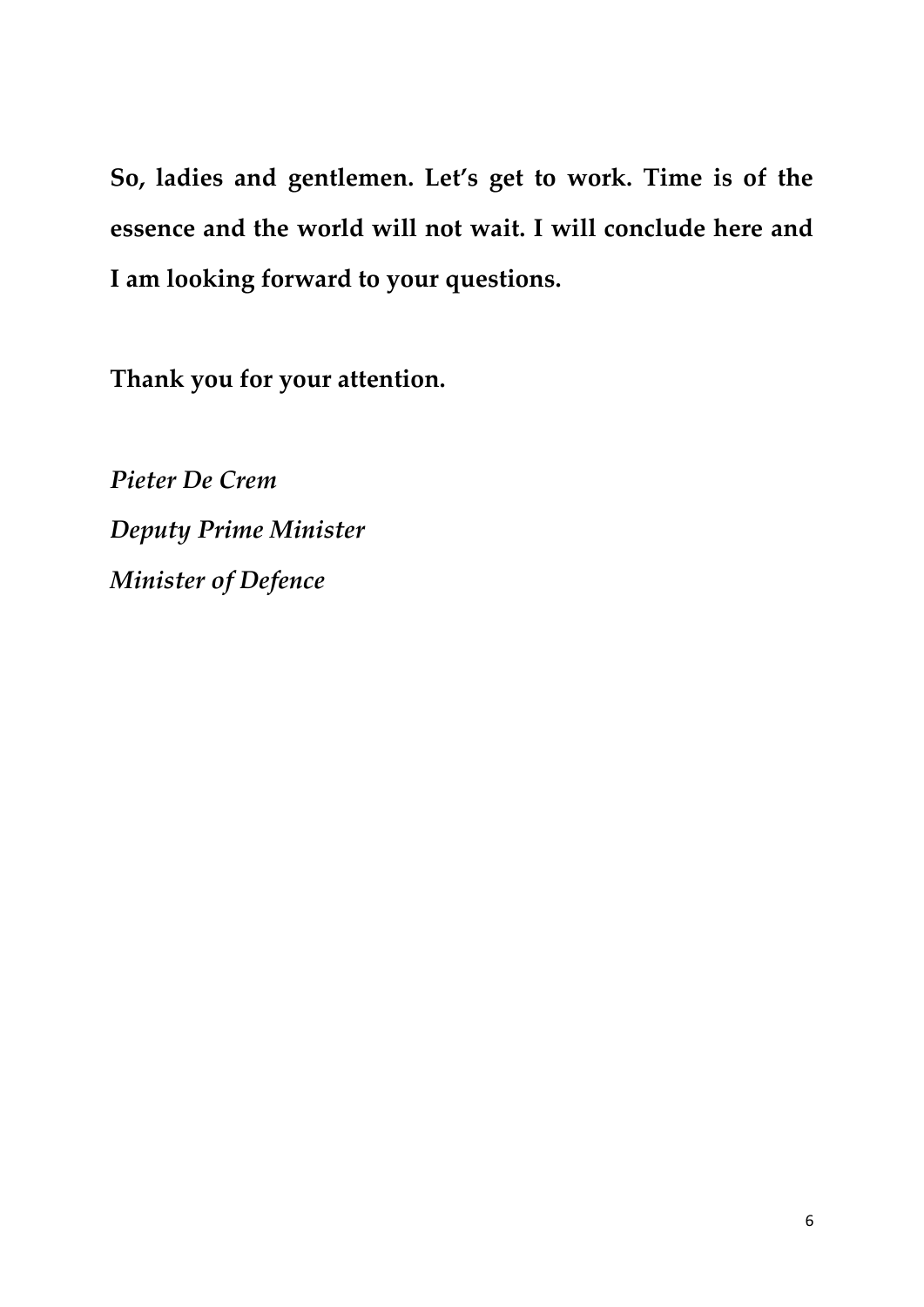**So, ladies and gentlemen. Let's get to work. Time is of the essence and the world will not wait. I will conclude here and I am looking forward to your questions.**

**Thank you for your attention.**

*Pieter De Crem*
*Deputy Prime Minister*
*Minister of Defence*